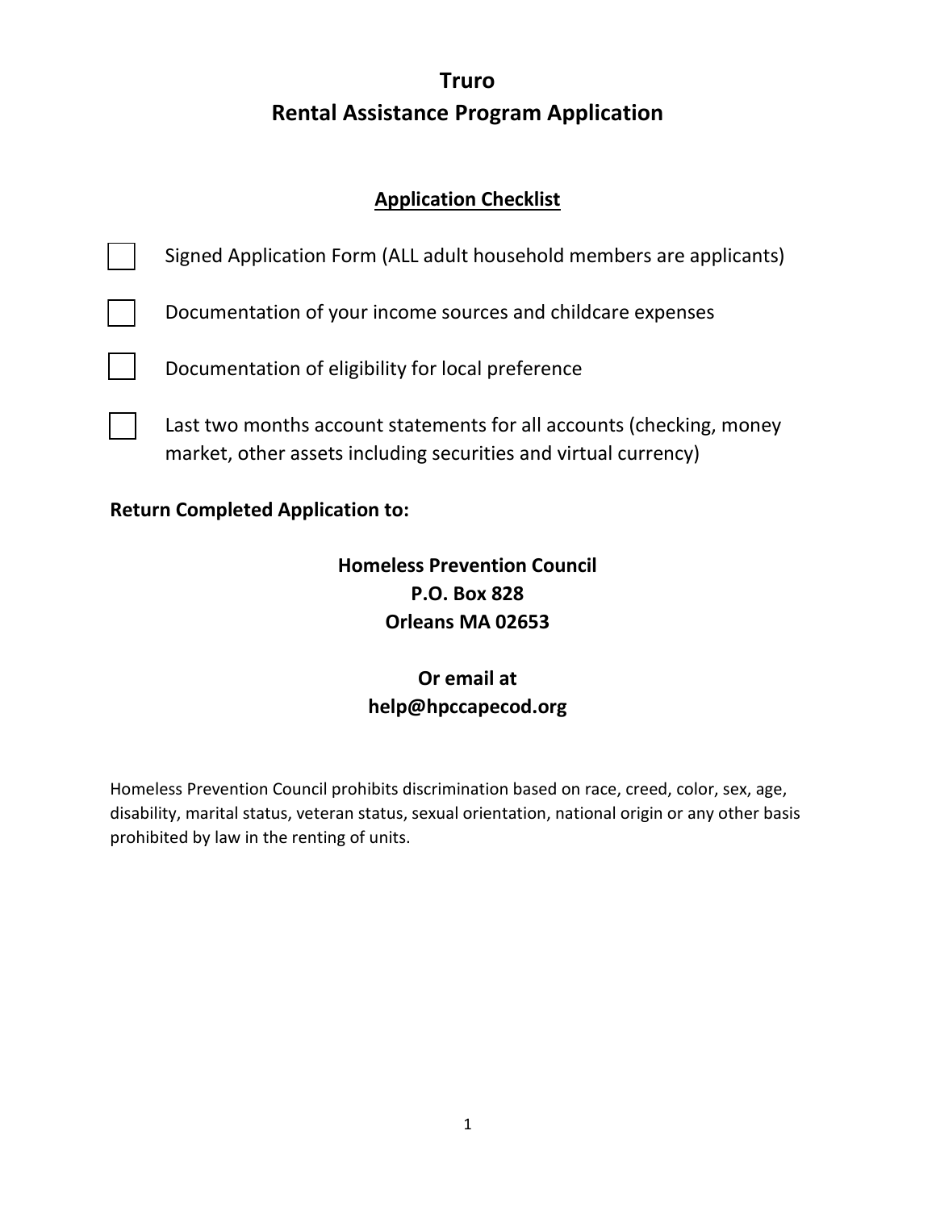# Truro
# Rental Assistance Program Application

## Application Checklist

- [ ] Signed Application Form (ALL adult household members are applicants)
- [ ] Documentation of your income sources and childcare expenses
- [ ] Documentation of eligibility for local preference
- [ ] Last two months account statements for all accounts (checking, money market, other assets including securities and virtual currency)

**Return Completed Application to:**

**Homeless Prevention Council**
**P.O. Box 828**
**Orleans MA 02653**

**Or email at**
**help@hpccapecod.org**

Homeless Prevention Council prohibits discrimination based on race, creed, color, sex, age, disability, marital status, veteran status, sexual orientation, national origin or any other basis prohibited by law in the renting of units.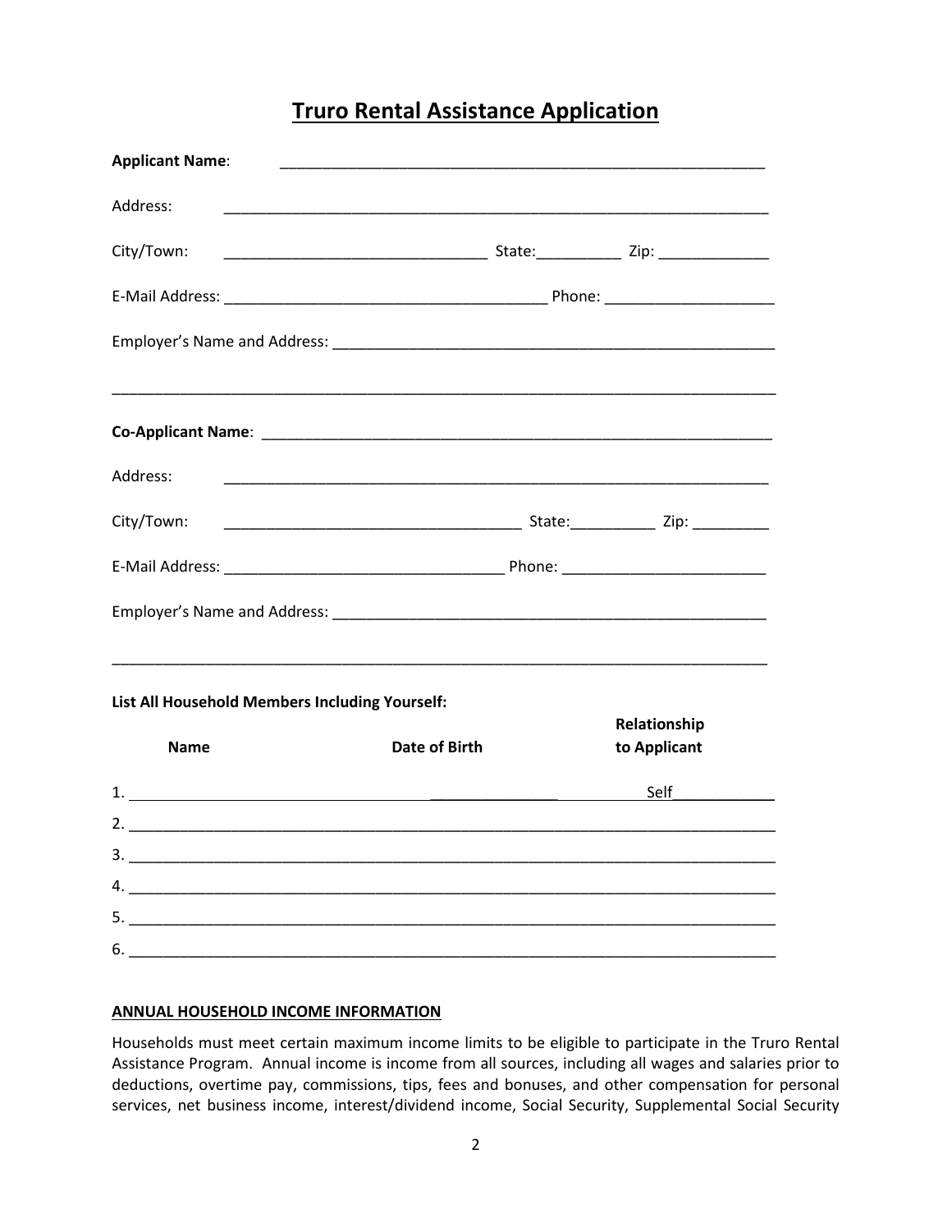# Truro Rental Assistance Application

**Applicant Name**: ____________________________________________________________

Address: ____________________________________________________________________

City/Town: ________________________________ State:__________ Zip: _____________

E-Mail Address: _______________________________________ Phone: ____________________

Employer's Name and Address: _____________________________________________________

_____________________________________________________________________________

**Co-Applicant Name**: _________________________________________________________

Address: ____________________________________________________________________

City/Town: ___________________________________ State:__________ Zip: _________

E-Mail Address: _________________________________ Phone: ________________________

Employer's Name and Address: _____________________________________________________

_____________________________________________________________________________

**List All Household Members Including Yourself:**

| Name | Date of Birth | Relationship to Applicant |
|---|---|---|
| 1. | _______________ | Self |
| 2. | | |
| 3. | | |
| 4. | | |
| 5. | | |
| 6. | | |

**ANNUAL HOUSEHOLD INCOME INFORMATION**

Households must meet certain maximum income limits to be eligible to participate in the Truro Rental Assistance Program. Annual income is income from all sources, including all wages and salaries prior to deductions, overtime pay, commissions, tips, fees and bonuses, and other compensation for personal services, net business income, interest/dividend income, Social Security, Supplemental Social Security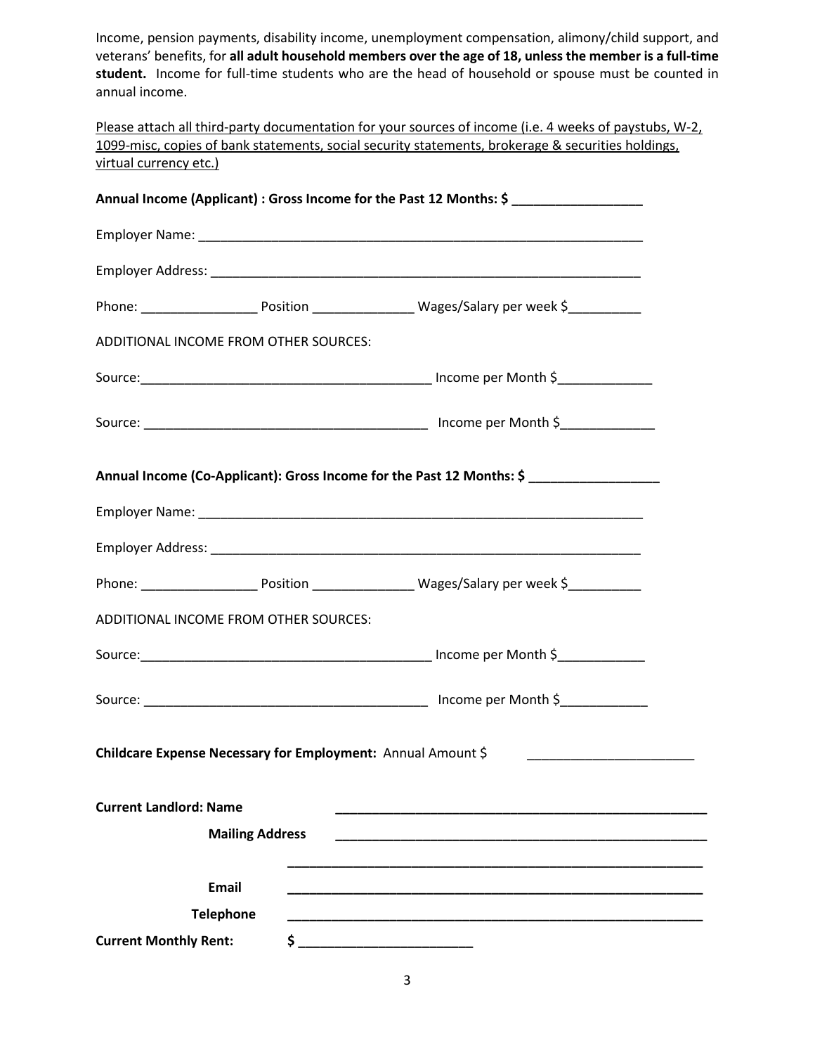Income, pension payments, disability income, unemployment compensation, alimony/child support, and veterans' benefits, for **all adult household members over the age of 18, unless the member is a full-time student.** Income for full-time students who are the head of household or spouse must be counted in annual income.

Please attach all third-party documentation for your sources of income (i.e. 4 weeks of paystubs, W-2, 1099-misc, copies of bank statements, social security statements, brokerage & securities holdings, virtual currency etc.)

**Annual Income (Applicant) : Gross Income for the Past 12 Months: $ _________________**

Employer Name: _______________________________________________________________

Employer Address: _____________________________________________________________

Phone: ________________ Position ______________ Wages/Salary per week $__________

ADDITIONAL INCOME FROM OTHER SOURCES:

Source:________________________________________ Income per Month $_____________

Source: _______________________________________ Income per Month $_____________

**Annual Income (Co-Applicant): Gross Income for the Past 12 Months: $ _________________**

Employer Name: _______________________________________________________________

Employer Address: _____________________________________________________________

Phone: ________________ Position ______________ Wages/Salary per week $__________

ADDITIONAL INCOME FROM OTHER SOURCES:

Source:________________________________________ Income per Month $____________

Source: _______________________________________ Income per Month $____________

**Childcare Expense Necessary for Employment:** Annual Amount $ _______________________

**Current Landlord: Name** ___________________________________________________

**Mailing Address** ___________________________________________________

___________________________________________________________

**Email** ___________________________________________________________

**Telephone** ___________________________________________________________

**Current Monthly Rent:** **$ ________________________**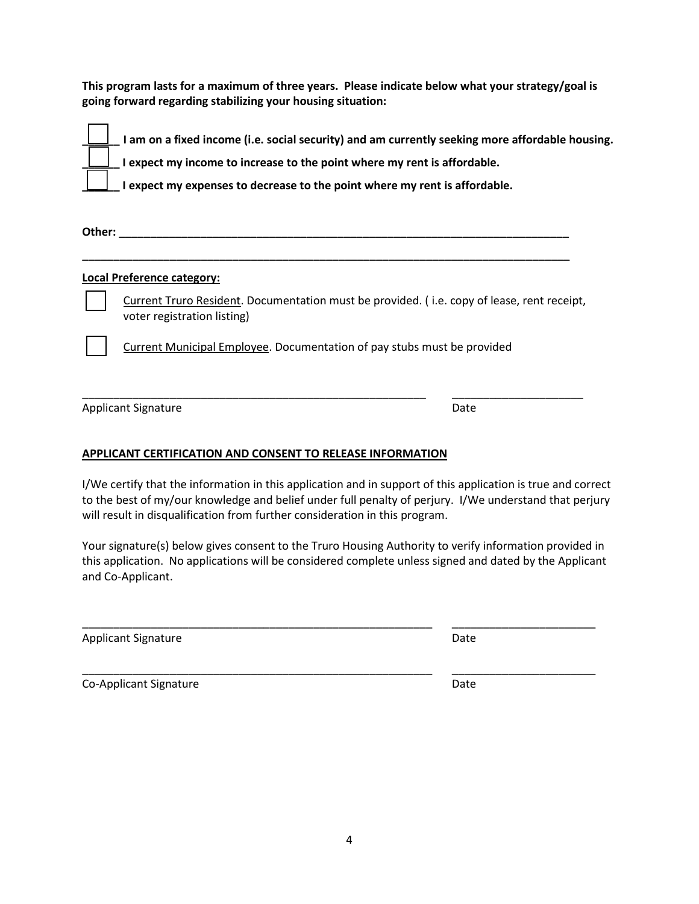**This program lasts for a maximum of three years. Please indicate below what your strategy/goal is going forward regarding stabilizing your housing situation:**

☐ **I am on a fixed income (i.e. social security) and am currently seeking more affordable housing.**

☐ **I expect my income to increase to the point where my rent is affordable.**

☐ **I expect my expenses to decrease to the point where my rent is affordable.**

**Other: ______________________________________________________________________________**

**______________________________________________________________________________________**

**Local Preference category:**

☐ Current Truro Resident. Documentation must be provided. ( i.e. copy of lease, rent receipt, voter registration listing)

☐ Current Municipal Employee. Documentation of pay stubs must be provided

_______________________________________________ ____________________

Applicant Signature Date

**APPLICANT CERTIFICATION AND CONSENT TO RELEASE INFORMATION**

I/We certify that the information in this application and in support of this application is true and correct to the best of my/our knowledge and belief under full penalty of perjury. I/We understand that perjury will result in disqualification from further consideration in this program.

Your signature(s) below gives consent to the Truro Housing Authority to verify information provided in this application. No applications will be considered complete unless signed and dated by the Applicant and Co-Applicant.

_______________________________________________ ____________________

Applicant Signature Date

_______________________________________________ ____________________

Co-Applicant Signature Date